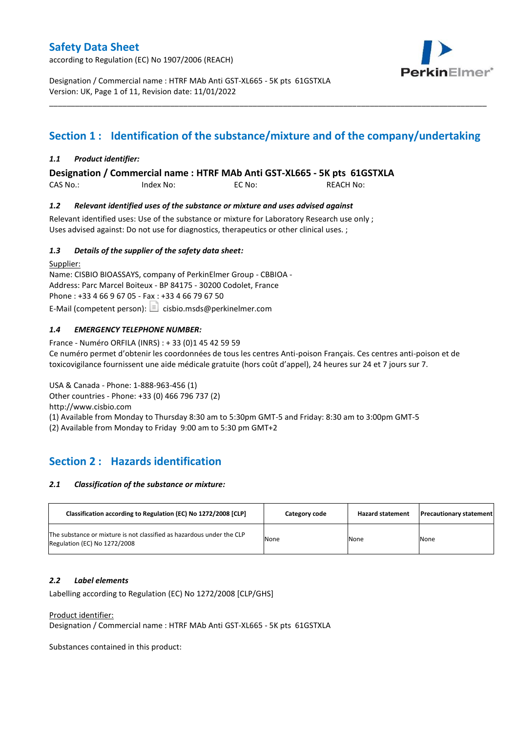# Safety Data Sheet

according to Regulation (EC) No 1907/2006 (REACH)

Designation / Commercial name : HTRF MAb Anti GST-XL665 - 5K pts 61GSTXLA
Version: UK, Page 1 of 11, Revision date: 11/01/2022

## Section 1 : Identification of the substance/mixture and of the company/undertaking

### *1.1 Product identifier:*

**Designation / Commercial name : HTRF MAb Anti GST-XL665 - 5K pts 61GSTXLA**

CAS No.: Index No: EC No: REACH No:

### *1.2 Relevant identified uses of the substance or mixture and uses advised against*

Relevant identified uses: Use of the substance or mixture for Laboratory Research use only ;
Uses advised against: Do not use for diagnostics, therapeutics or other clinical uses. ;

### *1.3 Details of the supplier of the safety data sheet:*

Supplier:
Name: CISBIO BIOASSAYS, company of PerkinElmer Group - CBBIOA -
Address: Parc Marcel Boiteux - BP 84175 - 30200 Codolet, France
Phone : +33 4 66 9 67 05 - Fax : +33 4 66 79 67 50
E-Mail (competent person): cisbio.msds@perkinelmer.com

### *1.4 EMERGENCY TELEPHONE NUMBER:*

France - Numéro ORFILA (INRS) : + 33 (0)1 45 42 59 59
Ce numéro permet d'obtenir les coordonnées de tous les centres Anti-poison Français. Ces centres anti-poison et de toxicovigilance fournissent une aide médicale gratuite (hors coût d'appel), 24 heures sur 24 et 7 jours sur 7.

USA & Canada - Phone: 1-888-963-456 (1)
Other countries - Phone: +33 (0) 466 796 737 (2)
http://www.cisbio.com
(1) Available from Monday to Thursday 8:30 am to 5:30pm GMT-5 and Friday: 8:30 am to 3:00pm GMT-5
(2) Available from Monday to Friday 9:00 am to 5:30 pm GMT+2

## Section 2 : Hazards identification

### *2.1 Classification of the substance or mixture:*

| Classification according to Regulation (EC) No 1272/2008 [CLP] | Category code | Hazard statement | Precautionary statement |
|---|---|---|---|
| The substance or mixture is not classified as hazardous under the CLP Regulation (EC) No 1272/2008 | None | None | None |

### *2.2 Label elements*

Labelling according to Regulation (EC) No 1272/2008 [CLP/GHS]

Product identifier:
Designation / Commercial name : HTRF MAb Anti GST-XL665 - 5K pts 61GSTXLA

Substances contained in this product: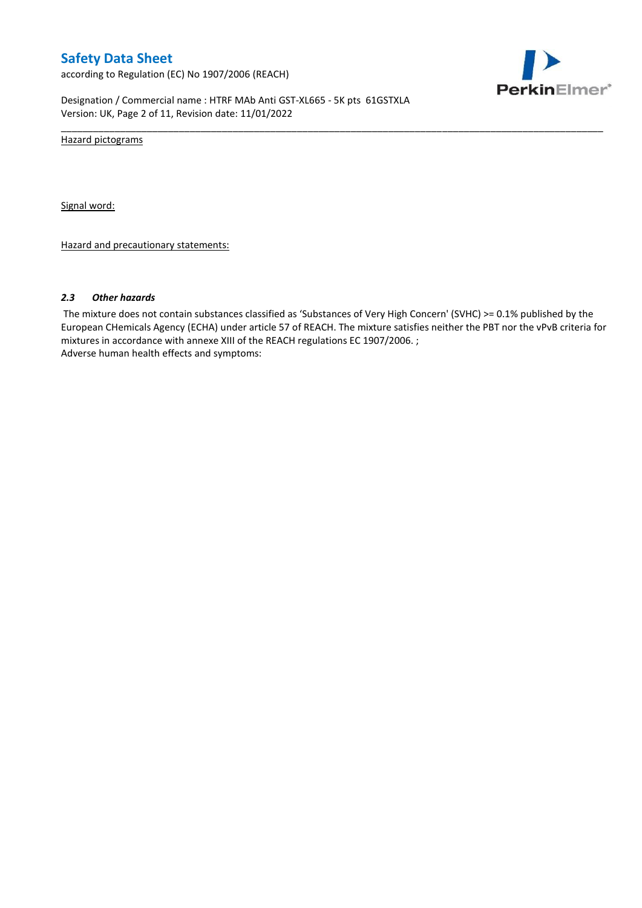Hazard pictograms

Signal word:

Hazard and precautionary statements:

### *2.3 Other hazards*

The mixture does not contain substances classified as 'Substances of Very High Concern' (SVHC) >= 0.1% published by the European CHemicals Agency (ECHA) under article 57 of REACH. The mixture satisfies neither the PBT nor the vPvB criteria for mixtures in accordance with annexe XIII of the REACH regulations EC 1907/2006. ;
Adverse human health effects and symptoms: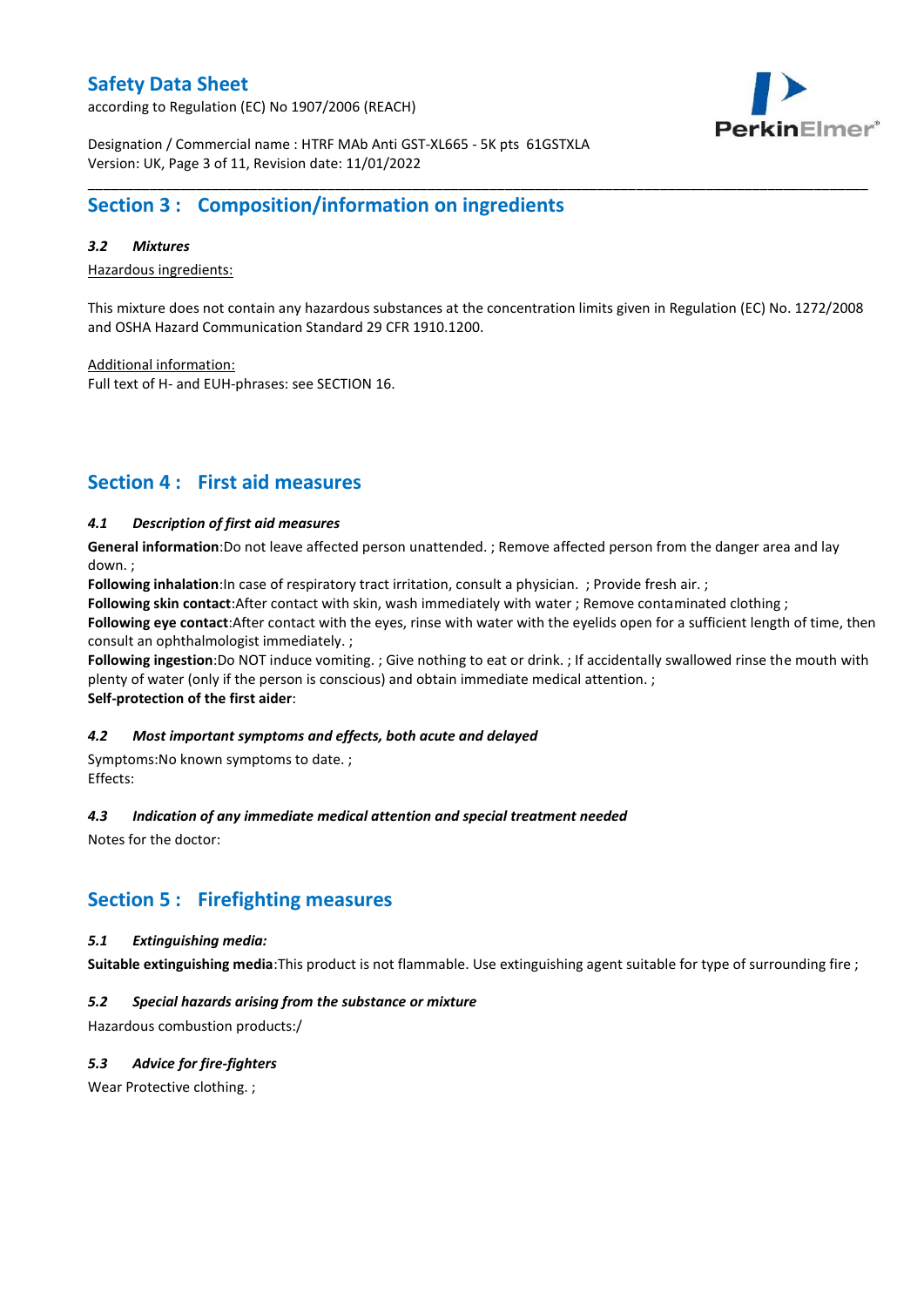## Section 3 : Composition/information on ingredients

### *3.2 Mixtures*

Hazardous ingredients:

This mixture does not contain any hazardous substances at the concentration limits given in Regulation (EC) No. 1272/2008 and OSHA Hazard Communication Standard 29 CFR 1910.1200.

Additional information:
Full text of H- and EUH-phrases: see SECTION 16.

## Section 4 : First aid measures

### *4.1 Description of first aid measures*

**General information**:Do not leave affected person unattended. ; Remove affected person from the danger area and lay down. ;
**Following inhalation**:In case of respiratory tract irritation, consult a physician. ; Provide fresh air. ;
**Following skin contact**:After contact with skin, wash immediately with water ; Remove contaminated clothing ;
**Following eye contact**:After contact with the eyes, rinse with water with the eyelids open for a sufficient length of time, then consult an ophthalmologist immediately. ;
**Following ingestion**:Do NOT induce vomiting. ; Give nothing to eat or drink. ; If accidentally swallowed rinse the mouth with plenty of water (only if the person is conscious) and obtain immediate medical attention. ;
**Self-protection of the first aider**:

### *4.2 Most important symptoms and effects, both acute and delayed*

Symptoms:No known symptoms to date. ;
Effects:

### *4.3 Indication of any immediate medical attention and special treatment needed*

Notes for the doctor:

## Section 5 : Firefighting measures

### *5.1 Extinguishing media:*

**Suitable extinguishing media**:This product is not flammable. Use extinguishing agent suitable for type of surrounding fire ;

### *5.2 Special hazards arising from the substance or mixture*

Hazardous combustion products:/

### *5.3 Advice for fire-fighters*

Wear Protective clothing. ;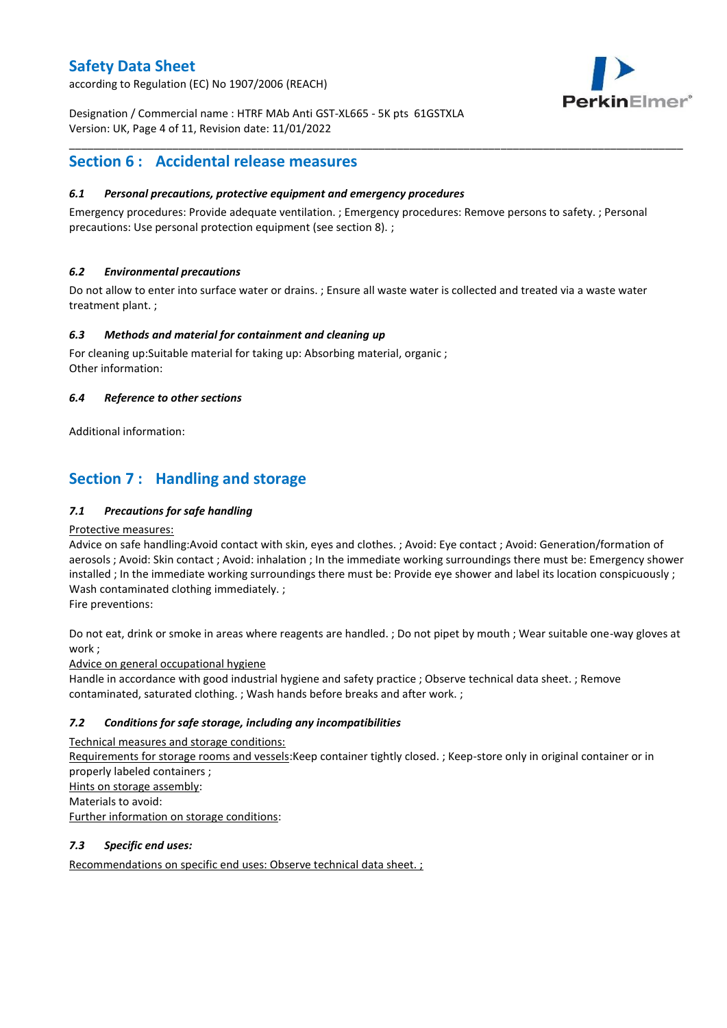## Section 6 : Accidental release measures

### *6.1 Personal precautions, protective equipment and emergency procedures*

Emergency procedures: Provide adequate ventilation. ; Emergency procedures: Remove persons to safety. ; Personal precautions: Use personal protection equipment (see section 8). ;

### *6.2 Environmental precautions*

Do not allow to enter into surface water or drains. ; Ensure all waste water is collected and treated via a waste water treatment plant. ;

### *6.3 Methods and material for containment and cleaning up*

For cleaning up:Suitable material for taking up: Absorbing material, organic ;
Other information:

### *6.4 Reference to other sections*

Additional information:

## Section 7 : Handling and storage

### *7.1 Precautions for safe handling*

Protective measures:
Advice on safe handling:Avoid contact with skin, eyes and clothes. ; Avoid: Eye contact ; Avoid: Generation/formation of aerosols ; Avoid: Skin contact ; Avoid: inhalation ; In the immediate working surroundings there must be: Emergency shower installed ; In the immediate working surroundings there must be: Provide eye shower and label its location conspicuously ; Wash contaminated clothing immediately. ;
Fire preventions:

Do not eat, drink or smoke in areas where reagents are handled. ; Do not pipet by mouth ; Wear suitable one-way gloves at work ;
Advice on general occupational hygiene
Handle in accordance with good industrial hygiene and safety practice ; Observe technical data sheet. ; Remove contaminated, saturated clothing. ; Wash hands before breaks and after work. ;

### *7.2 Conditions for safe storage, including any incompatibilities*

Technical measures and storage conditions:
Requirements for storage rooms and vessels:Keep container tightly closed. ; Keep-store only in original container or in properly labeled containers ;
Hints on storage assembly:
Materials to avoid:
Further information on storage conditions:

### *7.3 Specific end uses:*

Recommendations on specific end uses: Observe technical data sheet. ;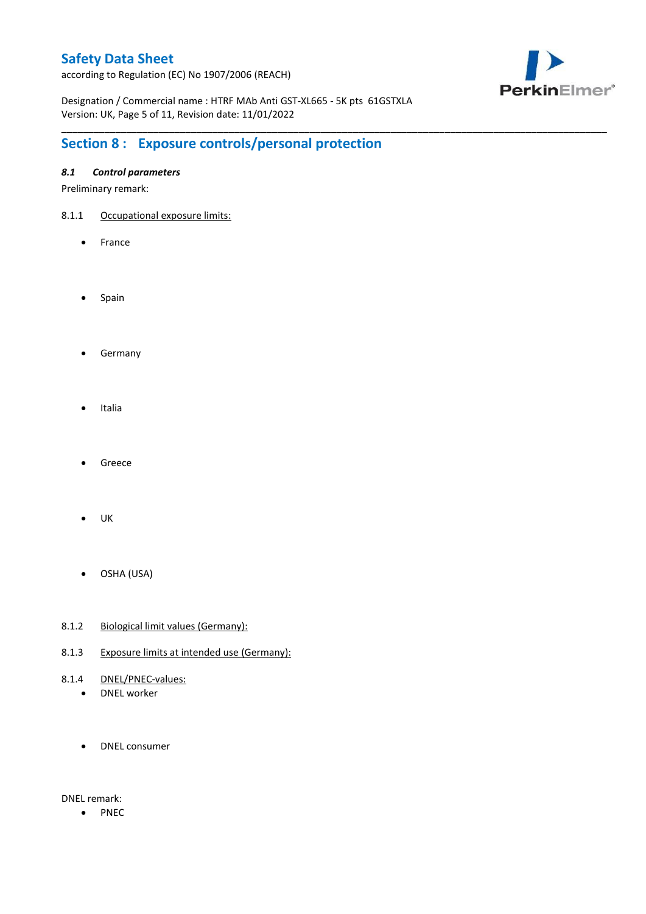## Section 8 : Exposure controls/personal protection

### *8.1 Control parameters*

Preliminary remark:

8.1.1 Occupational exposure limits:

- France

- Spain

- Germany

- Italia

- Greece

- UK

- OSHA (USA)

8.1.2 Biological limit values (Germany):

8.1.3 Exposure limits at intended use (Germany):

8.1.4 DNEL/PNEC-values:

- DNEL worker

- DNEL consumer

DNEL remark:

- PNEC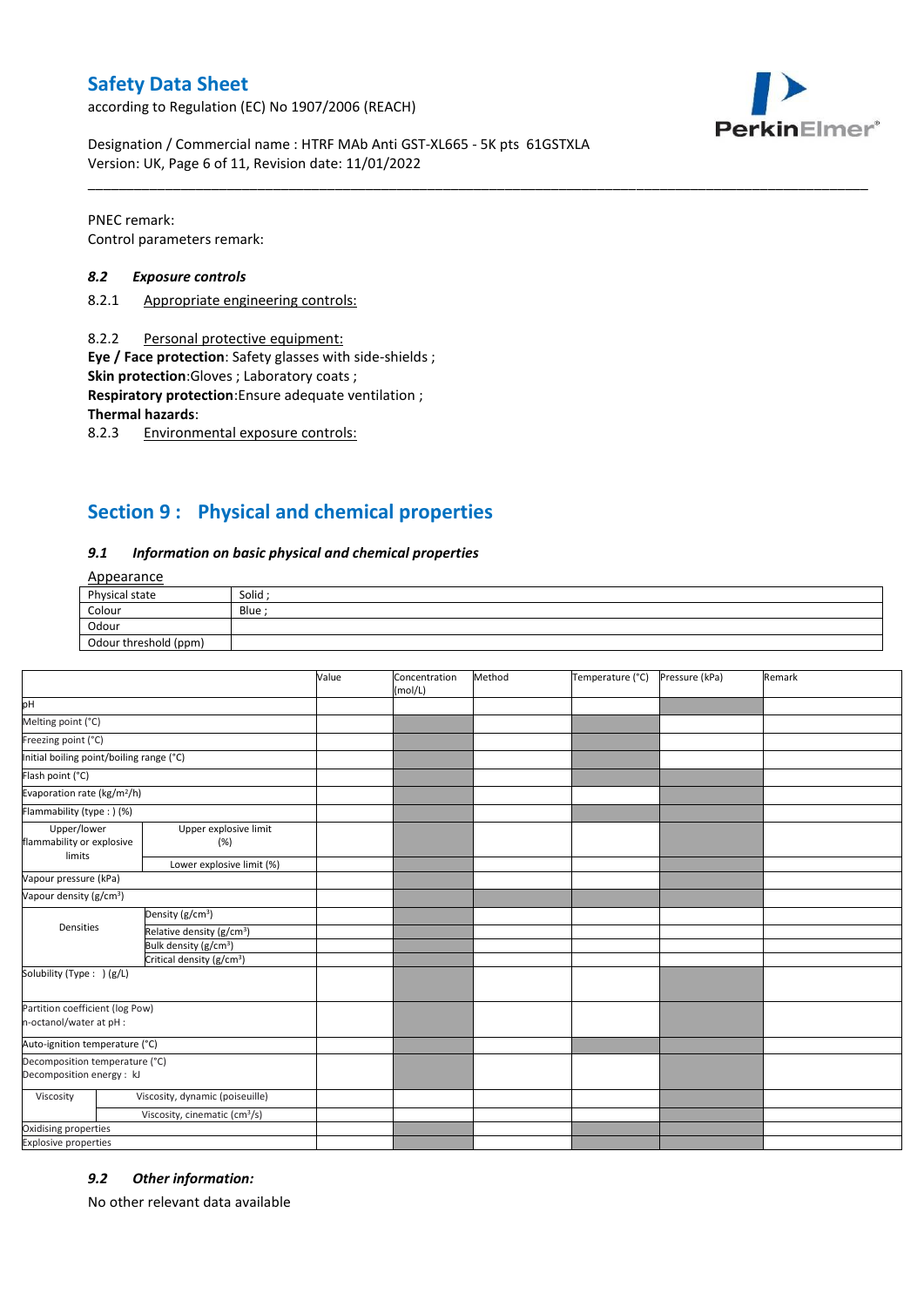PNEC remark:
Control parameters remark:

### 8.2 Exposure controls

8.2.1 Appropriate engineering controls:

8.2.2 Personal protective equipment:
**Eye / Face protection**: Safety glasses with side-shields ;
**Skin protection**:Gloves ; Laboratory coats ;
**Respiratory protection**:Ensure adequate ventilation ;
**Thermal hazards**:
8.2.3 Environmental exposure controls:

## Section 9 : Physical and chemical properties

### 9.1 Information on basic physical and chemical properties

Appearance

| Physical state | Solid ; |
|---|---|
| Colour | Blue ; |
| Odour | |
| Odour threshold (ppm) | |

| | | Value | Concentration (mol/L) | Method | Temperature (°C) | Pressure (kPa) | Remark |
|---|---|---|---|---|---|---|---|
| pH | | | | | | | |
| Melting point (°C) | | | | | | | |
| Freezing point (°C) | | | | | | | |
| Initial boiling point/boiling range (°C) | | | | | | | |
| Flash point (°C) | | | | | | | |
| Evaporation rate (kg/m²/h) | | | | | | | |
| Flammability (type : ) (%) | | | | | | | |
| Upper/lower flammability or explosive limits | Upper explosive limit (%) | | | | | | |
| | Lower explosive limit (%) | | | | | | |
| Vapour pressure (kPa) | | | | | | | |
| Vapour density (g/cm³) | | | | | | | |
| Densities | Density (g/cm³) | | | | | | |
| | Relative density (g/cm³) | | | | | | |
| | Bulk density (g/cm³) | | | | | | |
| | Critical density (g/cm³) | | | | | | |
| Solubility (Type : ) (g/L) | | | | | | | |
| Partition coefficient (log Pow) n-octanol/water at pH : | | | | | | | |
| Auto-ignition temperature (°C) | | | | | | | |
| Decomposition temperature (°C) Decomposition energy : kJ | | | | | | | |
| Viscosity | Viscosity, dynamic (poiseuille) | | | | | | |
| | Viscosity, cinematic (cm³/s) | | | | | | |
| Oxidising properties | | | | | | | |
| Explosive properties | | | | | | | |

### 9.2 Other information:

No other relevant data available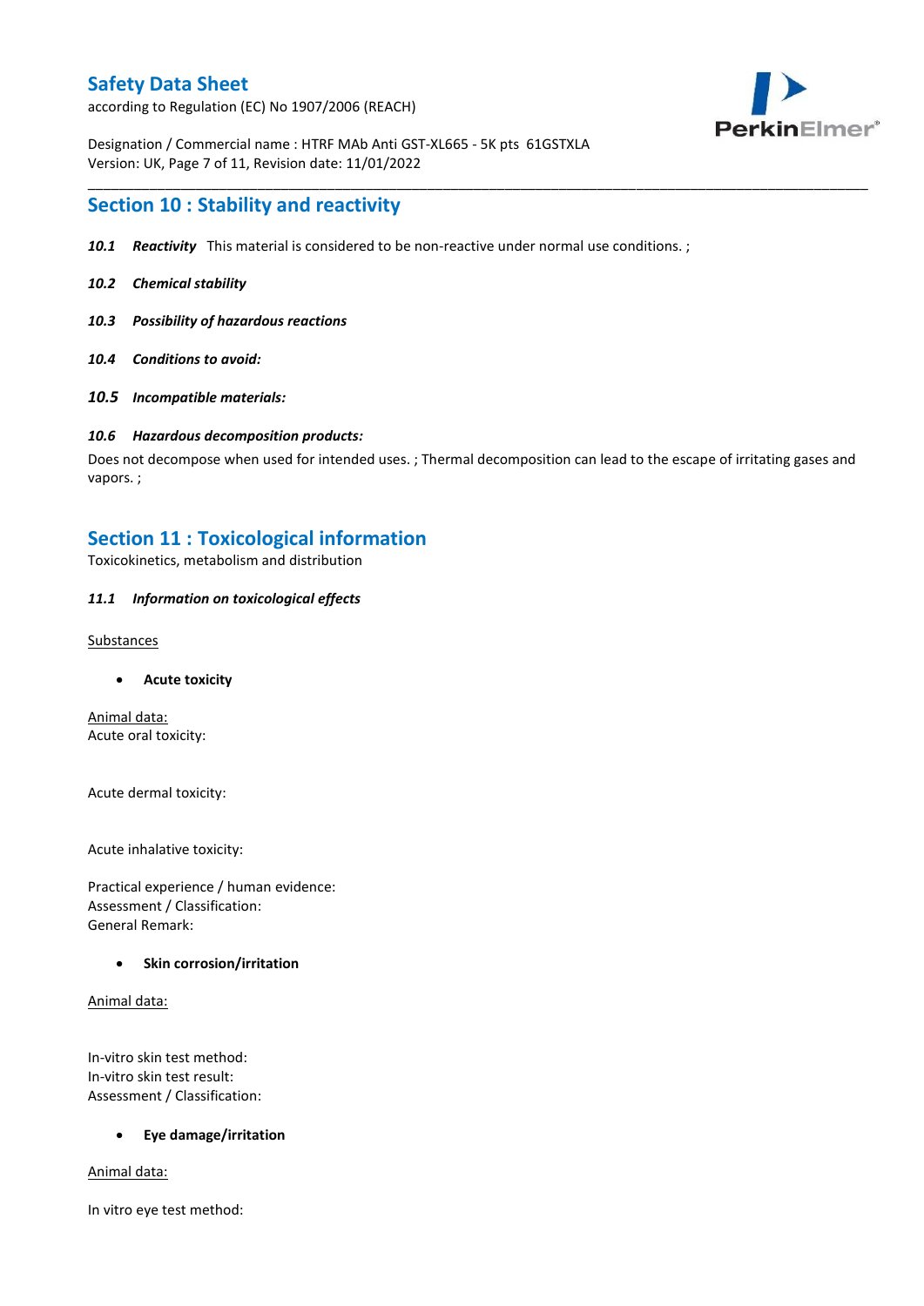## Section 10 : Stability and reactivity

***10.1 Reactivity*** This material is considered to be non-reactive under normal use conditions. ;

***10.2 Chemical stability***

***10.3 Possibility of hazardous reactions***

***10.4 Conditions to avoid:***

***10.5 Incompatible materials:***

***10.6 Hazardous decomposition products:***

Does not decompose when used for intended uses. ; Thermal decomposition can lead to the escape of irritating gases and vapors. ;

## Section 11 : Toxicological information

Toxicokinetics, metabolism and distribution

***11.1 Information on toxicological effects***

Substances

- **Acute toxicity**

Animal data:
Acute oral toxicity:

Acute dermal toxicity:

Acute inhalative toxicity:

Practical experience / human evidence:
Assessment / Classification:
General Remark:

- **Skin corrosion/irritation**

Animal data:

In-vitro skin test method:
In-vitro skin test result:
Assessment / Classification:

- **Eye damage/irritation**

Animal data:

In vitro eye test method: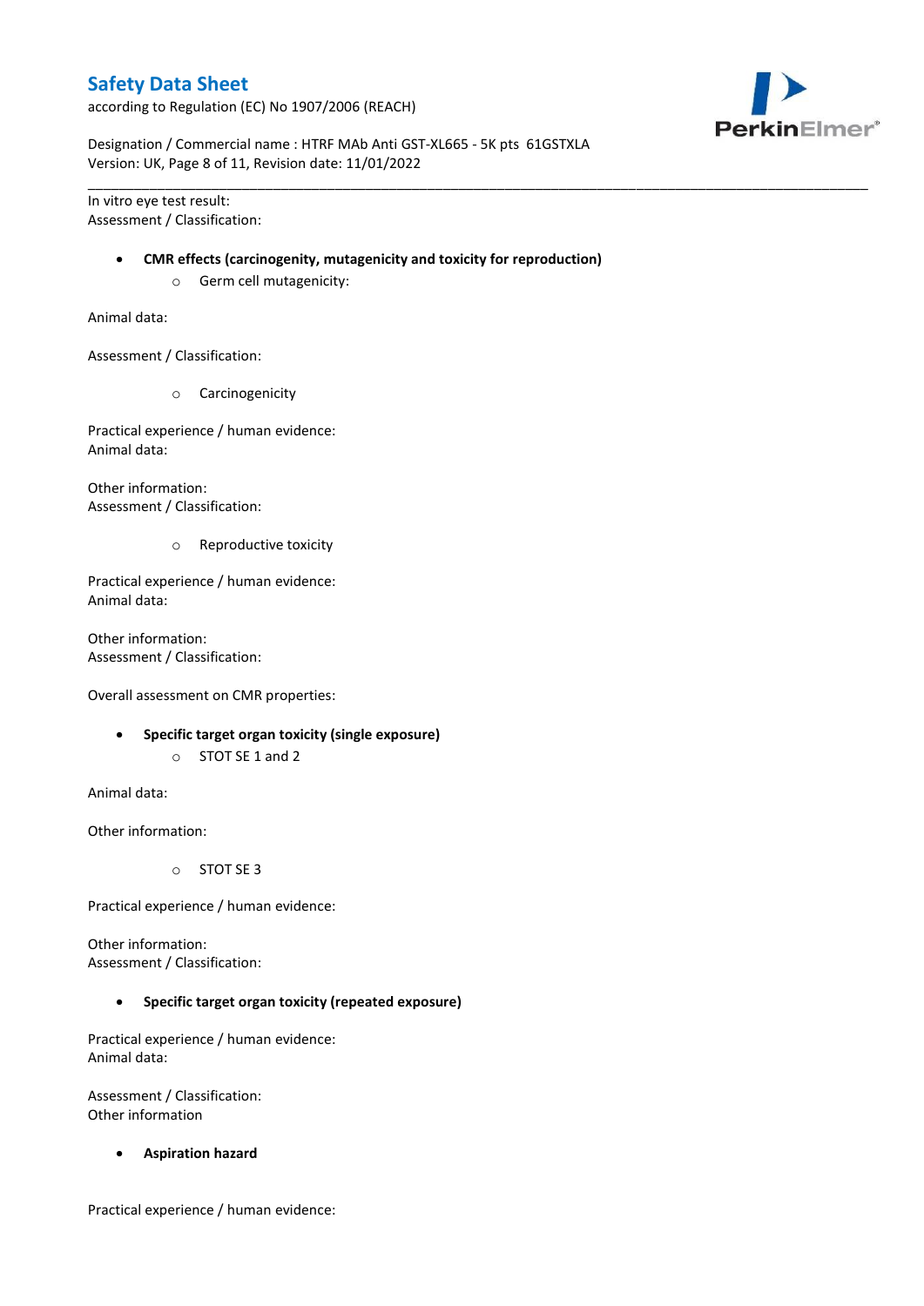In vitro eye test result:
Assessment / Classification:

- **CMR effects (carcinogenity, mutagenicity and toxicity for reproduction)**
  - Germ cell mutagenicity:

Animal data:

Assessment / Classification:

  - Carcinogenicity

Practical experience / human evidence:
Animal data:

Other information:
Assessment / Classification:

  - Reproductive toxicity

Practical experience / human evidence:
Animal data:

Other information:
Assessment / Classification:

Overall assessment on CMR properties:

- **Specific target organ toxicity (single exposure)**
  - STOT SE 1 and 2

Animal data:

Other information:

  - STOT SE 3

Practical experience / human evidence:

Other information:
Assessment / Classification:

- **Specific target organ toxicity (repeated exposure)**

Practical experience / human evidence:
Animal data:

Assessment / Classification:
Other information

- **Aspiration hazard**

Practical experience / human evidence: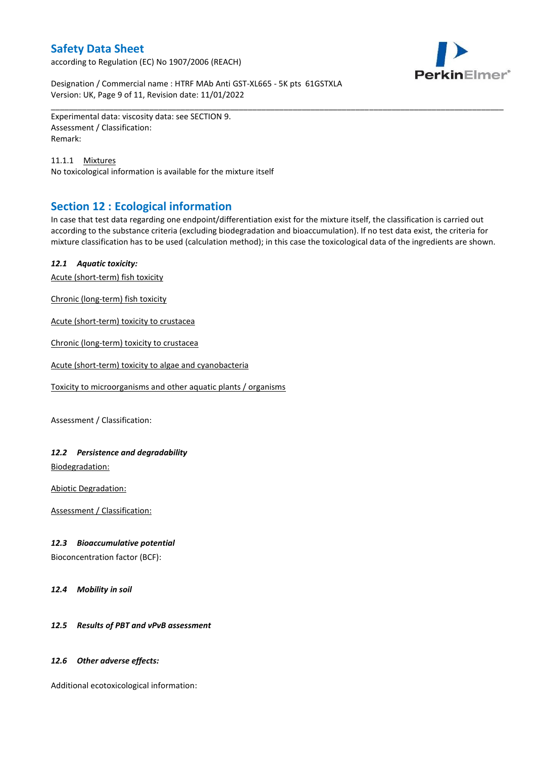Experimental data: viscosity data: see SECTION 9.
Assessment / Classification:
Remark:

11.1.1 Mixtures
No toxicological information is available for the mixture itself

## Section 12 : Ecological information

In case that test data regarding one endpoint/differentiation exist for the mixture itself, the classification is carried out according to the substance criteria (excluding biodegradation and bioaccumulation). If no test data exist, the criteria for mixture classification has to be used (calculation method); in this case the toxicological data of the ingredients are shown.

***12.1 Aquatic toxicity:***

Acute (short-term) fish toxicity

Chronic (long-term) fish toxicity

Acute (short-term) toxicity to crustacea

Chronic (long-term) toxicity to crustacea

Acute (short-term) toxicity to algae and cyanobacteria

Toxicity to microorganisms and other aquatic plants / organisms

Assessment / Classification:

***12.2 Persistence and degradability***

Biodegradation:

Abiotic Degradation:

Assessment / Classification:

***12.3 Bioaccumulative potential***

Bioconcentration factor (BCF):

***12.4 Mobility in soil***

***12.5 Results of PBT and vPvB assessment***

***12.6 Other adverse effects:***

Additional ecotoxicological information: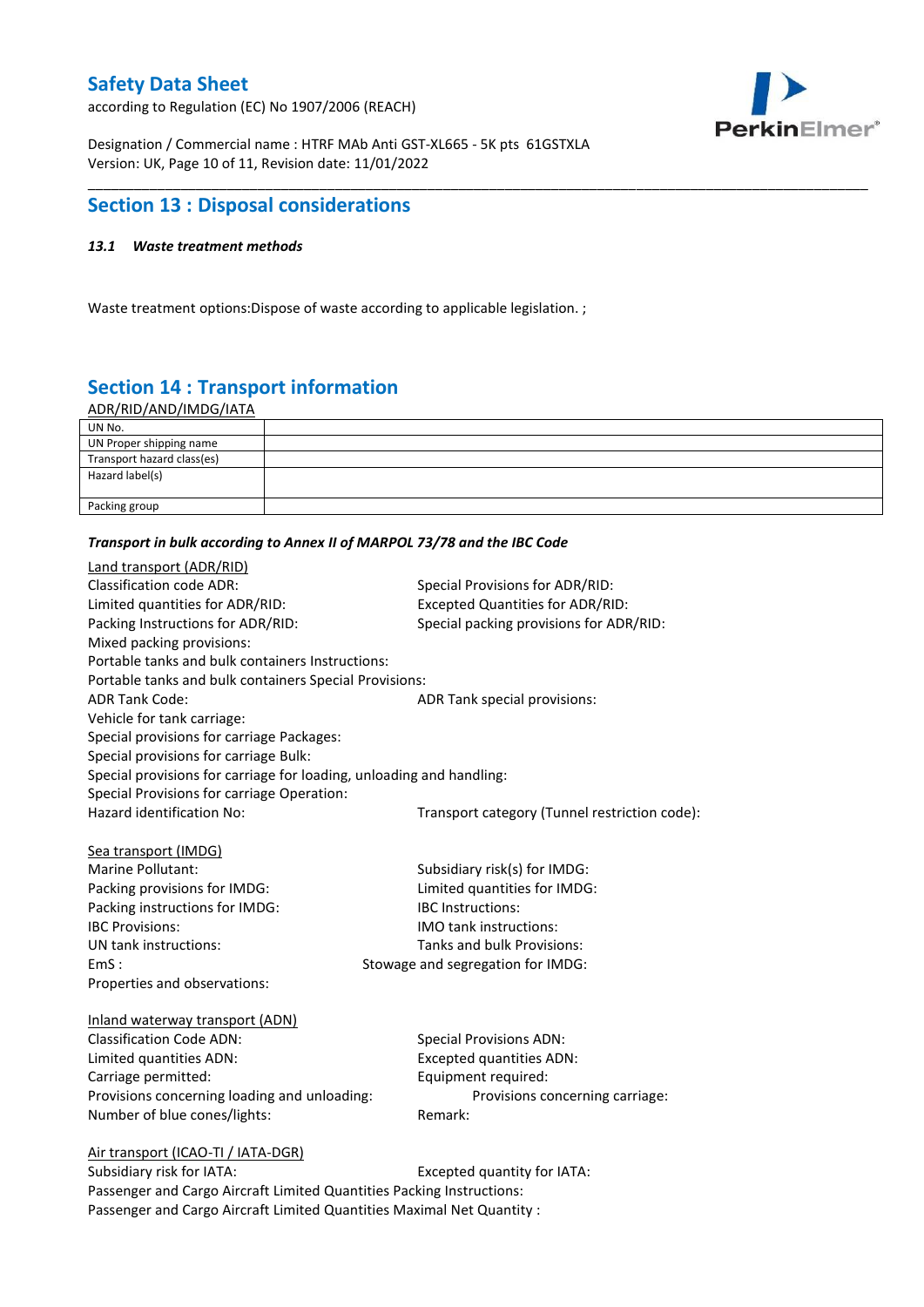## Section 13 : Disposal considerations

***13.1 Waste treatment methods***

Waste treatment options:Dispose of waste according to applicable legislation. ;

## Section 14 : Transport information

ADR/RID/AND/IMDG/IATA

| | |
|---|---|
| UN No. | |
| UN Proper shipping name | |
| Transport hazard class(es) | |
| Hazard label(s) | |
| Packing group | |

***Transport in bulk according to Annex II of MARPOL 73/78 and the IBC Code***

Land transport (ADR/RID)

Classification code ADR:
Special Provisions for ADR/RID:
Limited quantities for ADR/RID:
Excepted Quantities for ADR/RID:
Packing Instructions for ADR/RID:
Special packing provisions for ADR/RID:
Mixed packing provisions:
Portable tanks and bulk containers Instructions:
Portable tanks and bulk containers Special Provisions:
ADR Tank Code:
ADR Tank special provisions:
Vehicle for tank carriage:
Special provisions for carriage Packages:
Special provisions for carriage Bulk:
Special provisions for carriage for loading, unloading and handling:
Special Provisions for carriage Operation:
Hazard identification No:
Transport category (Tunnel restriction code):

Sea transport (IMDG)

Marine Pollutant:
Subsidiary risk(s) for IMDG:
Packing provisions for IMDG:
Limited quantities for IMDG:
Packing instructions for IMDG:
IBC Instructions:
IBC Provisions:
IMO tank instructions:
UN tank instructions:
Tanks and bulk Provisions:
EmS :
Stowage and segregation for IMDG:
Properties and observations:

Inland waterway transport (ADN)

Classification Code ADN:
Special Provisions ADN:
Limited quantities ADN:
Excepted quantities ADN:
Carriage permitted:
Equipment required:
Provisions concerning loading and unloading:
Provisions concerning carriage:
Number of blue cones/lights:
Remark:

Air transport (ICAO-TI / IATA-DGR)

Subsidiary risk for IATA:
Excepted quantity for IATA:
Passenger and Cargo Aircraft Limited Quantities Packing Instructions:
Passenger and Cargo Aircraft Limited Quantities Maximal Net Quantity :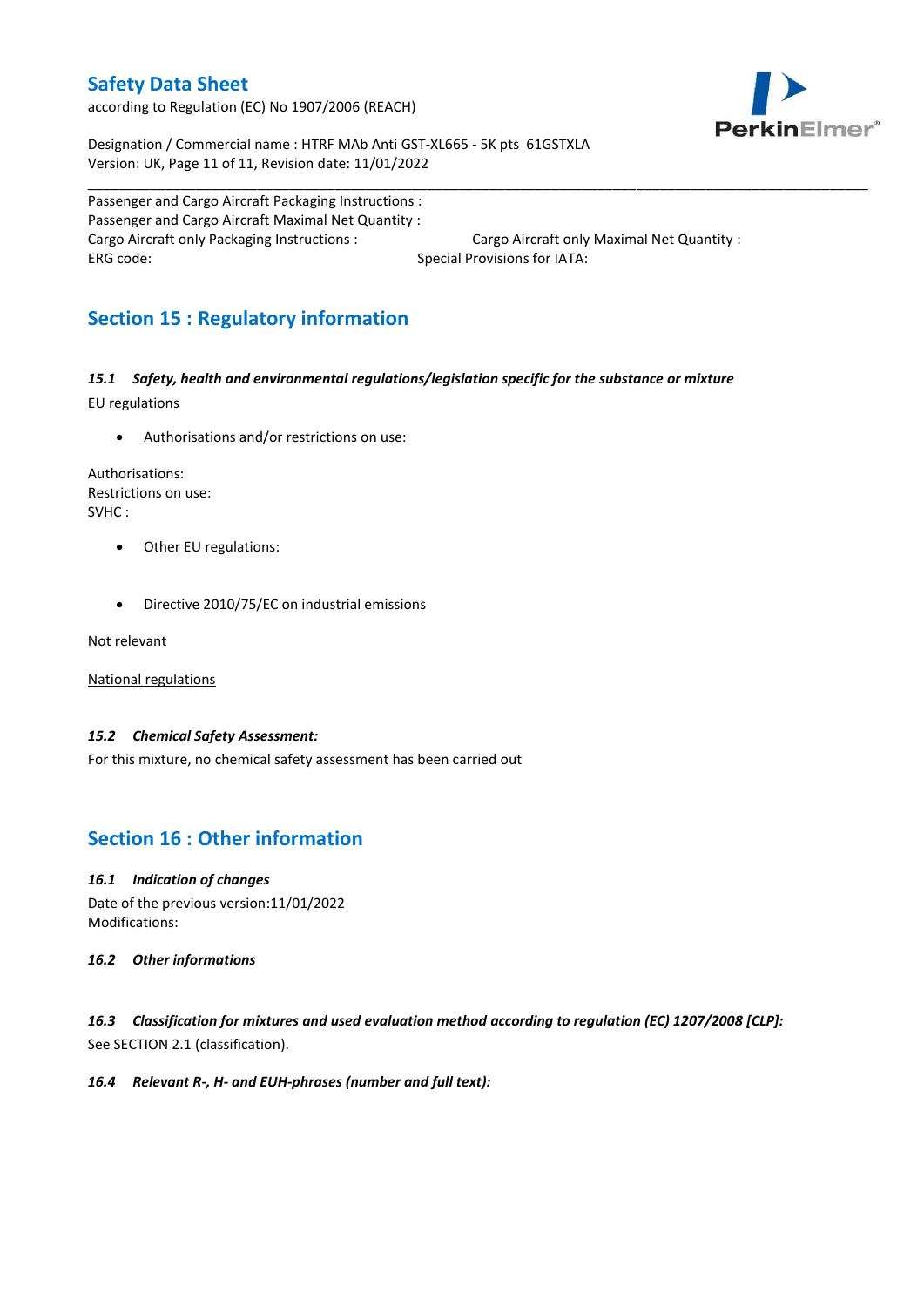Passenger and Cargo Aircraft Packaging Instructions :
Passenger and Cargo Aircraft Maximal Net Quantity :
Cargo Aircraft only Packaging Instructions : Cargo Aircraft only Maximal Net Quantity :
ERG code: Special Provisions for IATA:

## Section 15 : Regulatory information

### *15.1 Safety, health and environmental regulations/legislation specific for the substance or mixture*

EU regulations

- Authorisations and/or restrictions on use:

Authorisations:
Restrictions on use:
SVHC :

- Other EU regulations:

- Directive 2010/75/EC on industrial emissions

Not relevant

National regulations

### *15.2 Chemical Safety Assessment:*

For this mixture, no chemical safety assessment has been carried out

## Section 16 : Other information

### *16.1 Indication of changes*

Date of the previous version:11/01/2022
Modifications:

### *16.2 Other informations*

### *16.3 Classification for mixtures and used evaluation method according to regulation (EC) 1207/2008 [CLP]:*

See SECTION 2.1 (classification).

### *16.4 Relevant R-, H- and EUH-phrases (number and full text):*